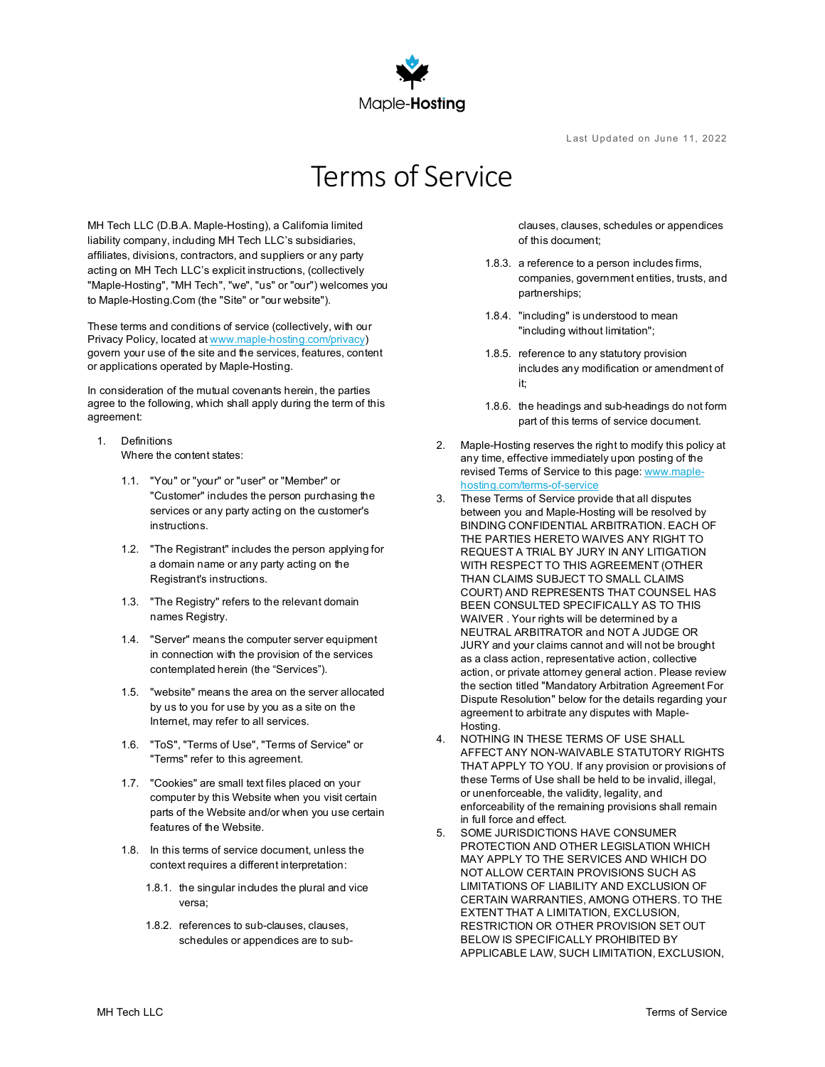Maple-Hosting

Last Updated on June 11, 2022

# Terms of Service

MH Tech LLC (D.B.A. Maple-Hosting), a California limited liability company, including MH Tech LLC's subsidiaries, affiliates, divisions, contractors, and suppliers or any party acting on MH Tech LLC's explicit instructions, (collectively "Maple-Hosting", "MH Tech", "we", "us" or "our") welcomes you to Maple-Hosting.Com (the "Site" or "our website").

These terms and conditions of service (collectively, with our Privacy Policy, located at [www.maple-hosting.com/privacy](www.maple-hosting.com/privacy)) govern your use of the site and the services, features, content or applications operated by Maple-Hosting.

In consideration of the mutual covenants herein, the parties agree to the following, which shall apply during the term of this agreement:

1. Definitions
   Where the content states:

   1.1. "You" or "your" or "user" or "Member" or "Customer" includes the person purchasing the services or any party acting on the customer's instructions.

   1.2. "The Registrant" includes the person applying for a domain name or any party acting on the Registrant's instructions.

   1.3. "The Registry" refers to the relevant domain names Registry.

   1.4. "Server" means the computer server equipment in connection with the provision of the services contemplated herein (the "Services").

   1.5. "website" means the area on the server allocated by us to you for use by you as a site on the Internet, may refer to all services.

   1.6. "ToS", "Terms of Use", "Terms of Service" or "Terms" refer to this agreement.

   1.7. "Cookies" are small text files placed on your computer by this Website when you visit certain parts of the Website and/or when you use certain features of the Website.

   1.8. In this terms of service document, unless the context requires a different interpretation:

      1.8.1. the singular includes the plural and vice versa;

      1.8.2. references to sub-clauses, clauses, schedules or appendices are to sub-clauses, clauses, schedules or appendices of this document;

      1.8.3. a reference to a person includes firms, companies, government entities, trusts, and partnerships;

      1.8.4. "including" is understood to mean "including without limitation";

      1.8.5. reference to any statutory provision includes any modification or amendment of it;

      1.8.6. the headings and sub-headings do not form part of this terms of service document.

2. Maple-Hosting reserves the right to modify this policy at any time, effective immediately upon posting of the revised Terms of Service to this page: [www.maple-hosting.com/terms-of-service](www.maple-hosting.com/terms-of-service)
3. These Terms of Service provide that all disputes between you and Maple-Hosting will be resolved by BINDING CONFIDENTIAL ARBITRATION. EACH OF THE PARTIES HERETO WAIVES ANY RIGHT TO REQUEST A TRIAL BY JURY IN ANY LITIGATION WITH RESPECT TO THIS AGREEMENT (OTHER THAN CLAIMS SUBJECT TO SMALL CLAIMS COURT) AND REPRESENTS THAT COUNSEL HAS BEEN CONSULTED SPECIFICALLY AS TO THIS WAIVER . Your rights will be determined by a NEUTRAL ARBITRATOR and NOT A JUDGE OR JURY and your claims cannot and will not be brought as a class action, representative action, collective action, or private attorney general action. Please review the section titled "Mandatory Arbitration Agreement For Dispute Resolution" below for the details regarding your agreement to arbitrate any disputes with Maple-Hosting.
4. NOTHING IN THESE TERMS OF USE SHALL AFFECT ANY NON-WAIVABLE STATUTORY RIGHTS THAT APPLY TO YOU. If any provision or provisions of these Terms of Use shall be held to be invalid, illegal, or unenforceable, the validity, legality, and enforceability of the remaining provisions shall remain in full force and effect.
5. SOME JURISDICTIONS HAVE CONSUMER PROTECTION AND OTHER LEGISLATION WHICH MAY APPLY TO THE SERVICES AND WHICH DO NOT ALLOW CERTAIN PROVISIONS SUCH AS LIMITATIONS OF LIABILITY AND EXCLUSION OF CERTAIN WARRANTIES, AMONG OTHERS. TO THE EXTENT THAT A LIMITATION, EXCLUSION, RESTRICTION OR OTHER PROVISION SET OUT BELOW IS SPECIFICALLY PROHIBITED BY APPLICABLE LAW, SUCH LIMITATION, EXCLUSION,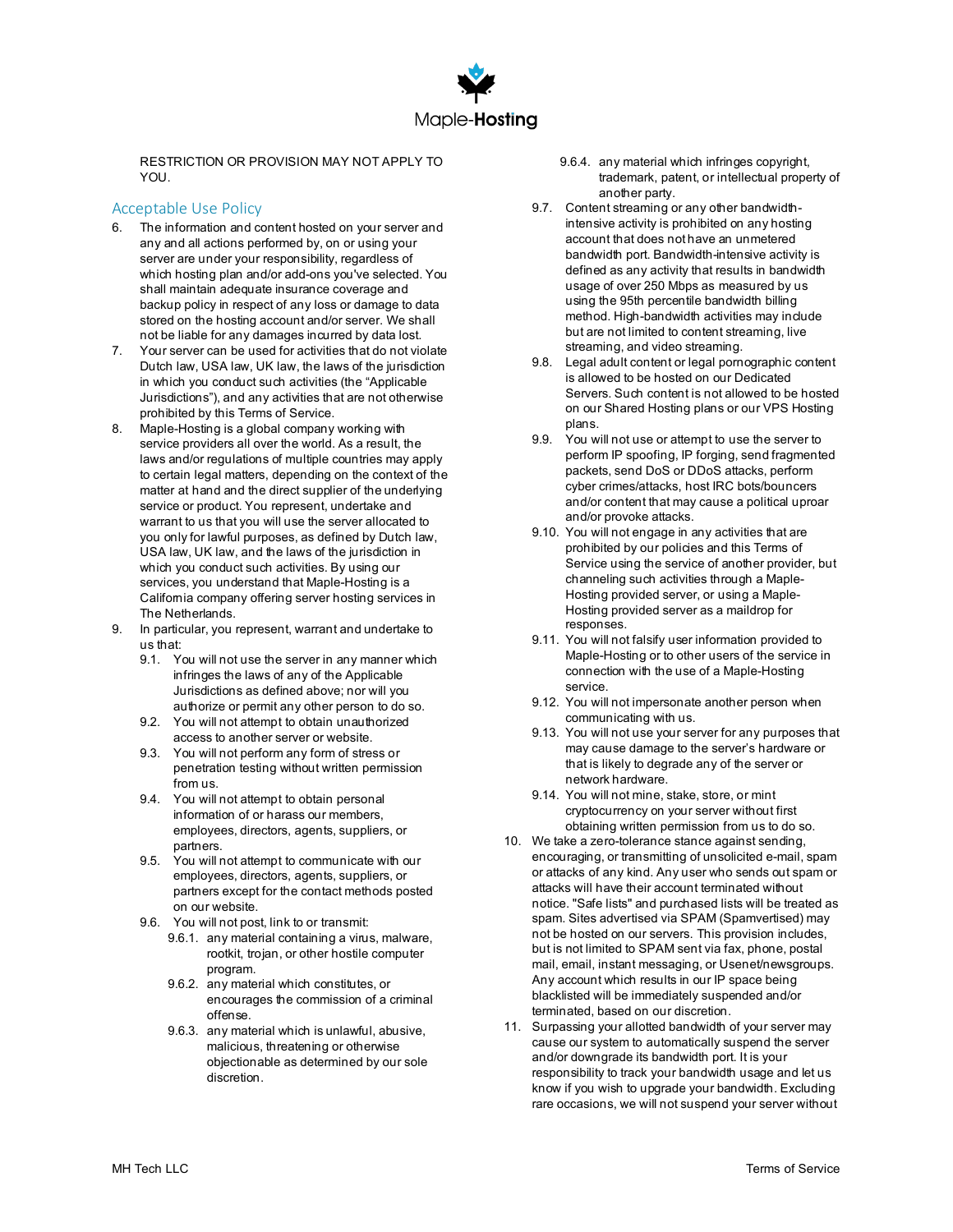RESTRICTION OR PROVISION MAY NOT APPLY TO YOU.

## Acceptable Use Policy

6. The information and content hosted on your server and any and all actions performed by, on or using your server are under your responsibility, regardless of which hosting plan and/or add-ons you've selected. You shall maintain adequate insurance coverage and backup policy in respect of any loss or damage to data stored on the hosting account and/or server. We shall not be liable for any damages incurred by data lost.
7. Your server can be used for activities that do not violate Dutch law, USA law, UK law, the laws of the jurisdiction in which you conduct such activities (the "Applicable Jurisdictions"), and any activities that are not otherwise prohibited by this Terms of Service.
8. Maple-Hosting is a global company working with service providers all over the world. As a result, the laws and/or regulations of multiple countries may apply to certain legal matters, depending on the context of the matter at hand and the direct supplier of the underlying service or product. You represent, undertake and warrant to us that you will use the server allocated to you only for lawful purposes, as defined by Dutch law, USA law, UK law, and the laws of the jurisdiction in which you conduct such activities. By using our services, you understand that Maple-Hosting is a California company offering server hosting services in The Netherlands.
9. In particular, you represent, warrant and undertake to us that:
   - 9.1. You will not use the server in any manner which infringes the laws of any of the Applicable Jurisdictions as defined above; nor will you authorize or permit any other person to do so.
   - 9.2. You will not attempt to obtain unauthorized access to another server or website.
   - 9.3. You will not perform any form of stress or penetration testing without written permission from us.
   - 9.4. You will not attempt to obtain personal information of or harass our members, employees, directors, agents, suppliers, or partners.
   - 9.5. You will not attempt to communicate with our employees, directors, agents, suppliers, or partners except for the contact methods posted on our website.
   - 9.6. You will not post, link to or transmit:
     - 9.6.1. any material containing a virus, malware, rootkit, trojan, or other hostile computer program.
     - 9.6.2. any material which constitutes, or encourages the commission of a criminal offense.
     - 9.6.3. any material which is unlawful, abusive, malicious, threatening or otherwise objectionable as determined by our sole discretion.
     - 9.6.4. any material which infringes copyright, trademark, patent, or intellectual property of another party.
   - 9.7. Content streaming or any other bandwidth-intensive activity is prohibited on any hosting account that does not have an unmetered bandwidth port. Bandwidth-intensive activity is defined as any activity that results in bandwidth usage of over 250 Mbps as measured by us using the 95th percentile bandwidth billing method. High-bandwidth activities may include but are not limited to content streaming, live streaming, and video streaming.
   - 9.8. Legal adult content or legal pornographic content is allowed to be hosted on our Dedicated Servers. Such content is not allowed to be hosted on our Shared Hosting plans or our VPS Hosting plans.
   - 9.9. You will not use or attempt to use the server to perform IP spoofing, IP forging, send fragmented packets, send DoS or DDoS attacks, perform cyber crimes/attacks, host IRC bots/bouncers and/or content that may cause a political uproar and/or provoke attacks.
   - 9.10. You will not engage in any activities that are prohibited by our policies and this Terms of Service using the service of another provider, but channeling such activities through a Maple-Hosting provided server, or using a Maple-Hosting provided server as a maildrop for responses.
   - 9.11. You will not falsify user information provided to Maple-Hosting or to other users of the service in connection with the use of a Maple-Hosting service.
   - 9.12. You will not impersonate another person when communicating with us.
   - 9.13. You will not use your server for any purposes that may cause damage to the server's hardware or that is likely to degrade any of the server or network hardware.
   - 9.14. You will not mine, stake, store, or mint cryptocurrency on your server without first obtaining written permission from us to do so.
10. We take a zero-tolerance stance against sending, encouraging, or transmitting of unsolicited e-mail, spam or attacks of any kind. Any user who sends out spam or attacks will have their account terminated without notice. "Safe lists" and purchased lists will be treated as spam. Sites advertised via SPAM (Spamvertised) may not be hosted on our servers. This provision includes, but is not limited to SPAM sent via fax, phone, postal mail, email, instant messaging, or Usenet/newsgroups. Any account which results in our IP space being blacklisted will be immediately suspended and/or terminated, based on our discretion.
11. Surpassing your allotted bandwidth of your server may cause our system to automatically suspend the server and/or downgrade its bandwidth port. It is your responsibility to track your bandwidth usage and let us know if you wish to upgrade your bandwidth. Excluding rare occasions, we will not suspend your server without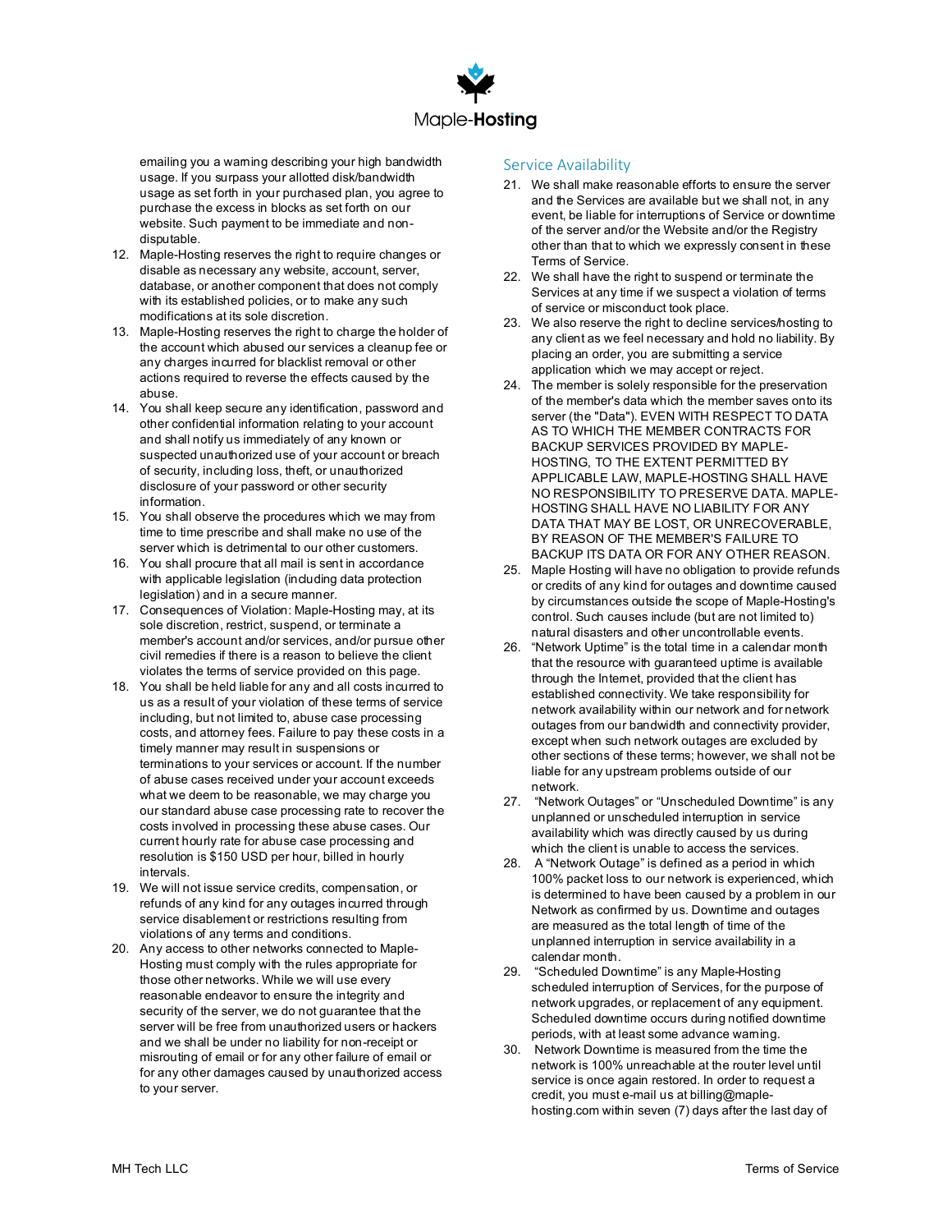emailing you a warning describing your high bandwidth usage. If you surpass your allotted disk/bandwidth usage as set forth in your purchased plan, you agree to purchase the excess in blocks as set forth on our website. Such payment to be immediate and non-disputable.

12. Maple-Hosting reserves the right to require changes or disable as necessary any website, account, server, database, or another component that does not comply with its established policies, or to make any such modifications at its sole discretion.
13. Maple-Hosting reserves the right to charge the holder of the account which abused our services a cleanup fee or any charges incurred for blacklist removal or other actions required to reverse the effects caused by the abuse.
14. You shall keep secure any identification, password and other confidential information relating to your account and shall notify us immediately of any known or suspected unauthorized use of your account or breach of security, including loss, theft, or unauthorized disclosure of your password or other security information.
15. You shall observe the procedures which we may from time to time prescribe and shall make no use of the server which is detrimental to our other customers.
16. You shall procure that all mail is sent in accordance with applicable legislation (including data protection legislation) and in a secure manner.
17. Consequences of Violation: Maple-Hosting may, at its sole discretion, restrict, suspend, or terminate a member's account and/or services, and/or pursue other civil remedies if there is a reason to believe the client violates the terms of service provided on this page.
18. You shall be held liable for any and all costs incurred to us as a result of your violation of these terms of service including, but not limited to, abuse case processing costs, and attorney fees. Failure to pay these costs in a timely manner may result in suspensions or terminations to your services or account. If the number of abuse cases received under your account exceeds what we deem to be reasonable, we may charge you our standard abuse case processing rate to recover the costs involved in processing these abuse cases. Our current hourly rate for abuse case processing and resolution is $150 USD per hour, billed in hourly intervals.
19. We will not issue service credits, compensation, or refunds of any kind for any outages incurred through service disablement or restrictions resulting from violations of any terms and conditions.
20. Any access to other networks connected to Maple-Hosting must comply with the rules appropriate for those other networks. While we will use every reasonable endeavor to ensure the integrity and security of the server, we do not guarantee that the server will be free from unauthorized users or hackers and we shall be under no liability for non-receipt or misrouting of email or for any other failure of email or for any other damages caused by unauthorized access to your server.

## Service Availability

21. We shall make reasonable efforts to ensure the server and the Services are available but we shall not, in any event, be liable for interruptions of Service or downtime of the server and/or the Website and/or the Registry other than that to which we expressly consent in these Terms of Service.
22. We shall have the right to suspend or terminate the Services at any time if we suspect a violation of terms of service or misconduct took place.
23. We also reserve the right to decline services/hosting to any client as we feel necessary and hold no liability. By placing an order, you are submitting a service application which we may accept or reject.
24. The member is solely responsible for the preservation of the member's data which the member saves onto its server (the "Data"). EVEN WITH RESPECT TO DATA AS TO WHICH THE MEMBER CONTRACTS FOR BACKUP SERVICES PROVIDED BY MAPLE-HOSTING, TO THE EXTENT PERMITTED BY APPLICABLE LAW, MAPLE-HOSTING SHALL HAVE NO RESPONSIBILITY TO PRESERVE DATA. MAPLE-HOSTING SHALL HAVE NO LIABILITY FOR ANY DATA THAT MAY BE LOST, OR UNRECOVERABLE, BY REASON OF THE MEMBER'S FAILURE TO BACKUP ITS DATA OR FOR ANY OTHER REASON.
25. Maple Hosting will have no obligation to provide refunds or credits of any kind for outages and downtime caused by circumstances outside the scope of Maple-Hosting's control. Such causes include (but are not limited to) natural disasters and other uncontrollable events.
26. "Network Uptime" is the total time in a calendar month that the resource with guaranteed uptime is available through the Internet, provided that the client has established connectivity. We take responsibility for network availability within our network and for network outages from our bandwidth and connectivity provider, except when such network outages are excluded by other sections of these terms; however, we shall not be liable for any upstream problems outside of our network.
27. "Network Outages" or "Unscheduled Downtime" is any unplanned or unscheduled interruption in service availability which was directly caused by us during which the client is unable to access the services.
28. A "Network Outage" is defined as a period in which 100% packet loss to our network is experienced, which is determined to have been caused by a problem in our Network as confirmed by us. Downtime and outages are measured as the total length of time of the unplanned interruption in service availability in a calendar month.
29. "Scheduled Downtime" is any Maple-Hosting scheduled interruption of Services, for the purpose of network upgrades, or replacement of any equipment. Scheduled downtime occurs during notified downtime periods, with at least some advance warning.
30. Network Downtime is measured from the time the network is 100% unreachable at the router level until service is once again restored. In order to request a credit, you must e-mail us at billing@maple-hosting.com within seven (7) days after the last day of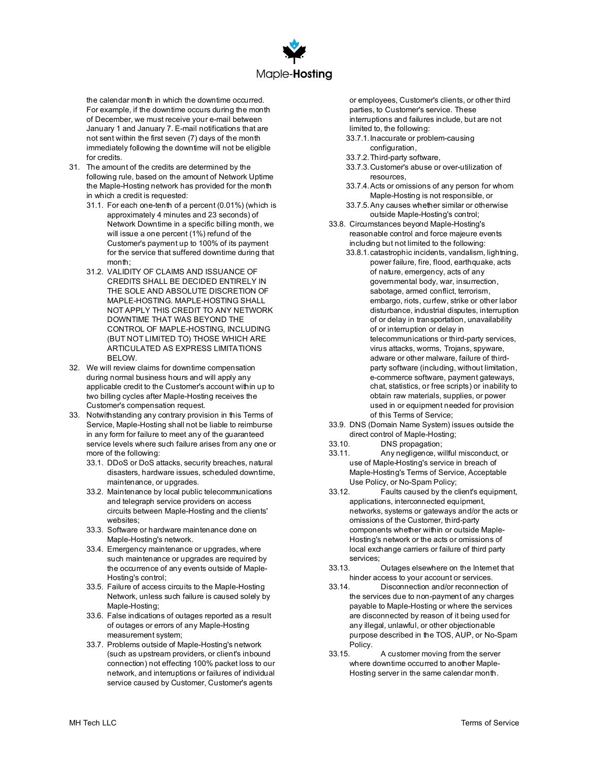the calendar month in which the downtime occurred. For example, if the downtime occurs during the month of December, we must receive your e-mail between January 1 and January 7. E-mail notifications that are not sent within the first seven (7) days of the month immediately following the downtime will not be eligible for credits.

31. The amount of the credits are determined by the following rule, based on the amount of Network Uptime the Maple-Hosting network has provided for the month in which a credit is requested:
    31.1. For each one-tenth of a percent (0.01%) (which is approximately 4 minutes and 23 seconds) of Network Downtime in a specific billing month, we will issue a one percent (1%) refund of the Customer's payment up to 100% of its payment for the service that suffered downtime during that month;
    31.2. VALIDITY OF CLAIMS AND ISSUANCE OF CREDITS SHALL BE DECIDED ENTIRELY IN THE SOLE AND ABSOLUTE DISCRETION OF MAPLE-HOSTING. MAPLE-HOSTING SHALL NOT APPLY THIS CREDIT TO ANY NETWORK DOWNTIME THAT WAS BEYOND THE CONTROL OF MAPLE-HOSTING, INCLUDING (BUT NOT LIMITED TO) THOSE WHICH ARE ARTICULATED AS EXPRESS LIMITATIONS BELOW.
32. We will review claims for downtime compensation during normal business hours and will apply any applicable credit to the Customer's account within up to two billing cycles after Maple-Hosting receives the Customer's compensation request.
33. Notwithstanding any contrary provision in this Terms of Service, Maple-Hosting shall not be liable to reimburse in any form for failure to meet any of the guaranteed service levels where such failure arises from any one or more of the following:
    33.1. DDoS or DoS attacks, security breaches, natural disasters, hardware issues, scheduled downtime, maintenance, or upgrades.
    33.2. Maintenance by local public telecommunications and telegraph service providers on access circuits between Maple-Hosting and the clients' websites;
    33.3. Software or hardware maintenance done on Maple-Hosting's network.
    33.4. Emergency maintenance or upgrades, where such maintenance or upgrades are required by the occurrence of any events outside of Maple-Hosting's control;
    33.5. Failure of access circuits to the Maple-Hosting Network, unless such failure is caused solely by Maple-Hosting;
    33.6. False indications of outages reported as a result of outages or errors of any Maple-Hosting measurement system;
    33.7. Problems outside of Maple-Hosting's network (such as upstream providers, or client's inbound connection) not effecting 100% packet loss to our network, and interruptions or failures of individual service caused by Customer, Customer's agents or employees, Customer's clients, or other third parties, to Customer's service. These interruptions and failures include, but are not limited to, the following:
        33.7.1. Inaccurate or problem-causing configuration,
        33.7.2. Third-party software,
        33.7.3. Customer's abuse or over-utilization of resources,
        33.7.4. Acts or omissions of any person for whom Maple-Hosting is not responsible, or
        33.7.5. Any causes whether similar or otherwise outside Maple-Hosting's control;
    33.8. Circumstances beyond Maple-Hosting's reasonable control and force majeure events including but not limited to the following:
        33.8.1. catastrophic incidents, vandalism, lightning, power failure, fire, flood, earthquake, acts of nature, emergency, acts of any governmental body, war, insurrection, sabotage, armed conflict, terrorism, embargo, riots, curfew, strike or other labor disturbance, industrial disputes, interruption of or delay in transportation, unavailability of or interruption or delay in telecommunications or third-party services, virus attacks, worms, Trojans, spyware, adware or other malware, failure of third-party software (including, without limitation, e-commerce software, payment gateways, chat, statistics, or free scripts) or inability to obtain raw materials, supplies, or power used in or equipment needed for provision of this Terms of Service;
    33.9. DNS (Domain Name System) issues outside the direct control of Maple-Hosting;
    33.10. DNS propagation;
    33.11. Any negligence, willful misconduct, or use of Maple-Hosting's service in breach of Maple-Hosting's Terms of Service, Acceptable Use Policy, or No-Spam Policy;
    33.12. Faults caused by the client's equipment, applications, interconnected equipment, networks, systems or gateways and/or the acts or omissions of the Customer, third-party components whether within or outside Maple-Hosting's network or the acts or omissions of local exchange carriers or failure of third party services;
    33.13. Outages elsewhere on the Internet that hinder access to your account or services.
    33.14. Disconnection and/or reconnection of the services due to non-payment of any charges payable to Maple-Hosting or where the services are disconnected by reason of it being used for any illegal, unlawful, or other objectionable purpose described in the TOS, AUP, or No-Spam Policy.
    33.15. A customer moving from the server where downtime occurred to another Maple-Hosting server in the same calendar month.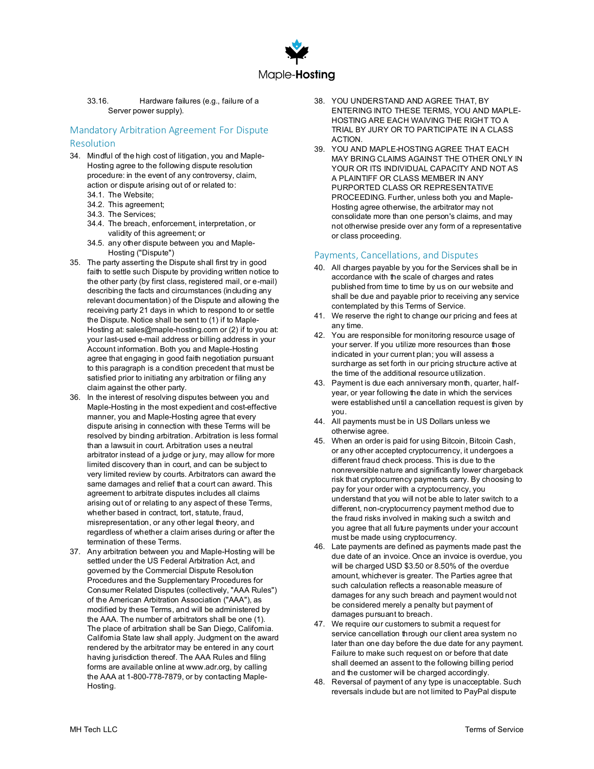33.16. Hardware failures (e.g., failure of a Server power supply).

## Mandatory Arbitration Agreement For Dispute Resolution

34. Mindful of the high cost of litigation, you and Maple-Hosting agree to the following dispute resolution procedure: in the event of any controversy, claim, action or dispute arising out of or related to:
    34.1. The Website;
    34.2. This agreement;
    34.3. The Services;
    34.4. The breach, enforcement, interpretation, or validity of this agreement; or
    34.5. any other dispute between you and Maple-Hosting ("Dispute")
35. The party asserting the Dispute shall first try in good faith to settle such Dispute by providing written notice to the other party (by first class, registered mail, or e-mail) describing the facts and circumstances (including any relevant documentation) of the Dispute and allowing the receiving party 21 days in which to respond to or settle the Dispute. Notice shall be sent to (1) if to Maple-Hosting at: sales@maple-hosting.com or (2) if to you at: your last-used e-mail address or billing address in your Account information. Both you and Maple-Hosting agree that engaging in good faith negotiation pursuant to this paragraph is a condition precedent that must be satisfied prior to initiating any arbitration or filing any claim against the other party.
36. In the interest of resolving disputes between you and Maple-Hosting in the most expedient and cost-effective manner, you and Maple-Hosting agree that every dispute arising in connection with these Terms will be resolved by binding arbitration. Arbitration is less formal than a lawsuit in court. Arbitration uses a neutral arbitrator instead of a judge or jury, may allow for more limited discovery than in court, and can be subject to very limited review by courts. Arbitrators can award the same damages and relief that a court can award. This agreement to arbitrate disputes includes all claims arising out of or relating to any aspect of these Terms, whether based in contract, tort, statute, fraud, misrepresentation, or any other legal theory, and regardless of whether a claim arises during or after the termination of these Terms.
37. Any arbitration between you and Maple-Hosting will be settled under the US Federal Arbitration Act, and governed by the Commercial Dispute Resolution Procedures and the Supplementary Procedures for Consumer Related Disputes (collectively, "AAA Rules") of the American Arbitration Association ("AAA"), as modified by these Terms, and will be administered by the AAA. The number of arbitrators shall be one (1). The place of arbitration shall be San Diego, California. California State law shall apply. Judgment on the award rendered by the arbitrator may be entered in any court having jurisdiction thereof. The AAA Rules and filing forms are available online at www.adr.org, by calling the AAA at 1-800-778-7879, or by contacting Maple-Hosting.
38. YOU UNDERSTAND AND AGREE THAT, BY ENTERING INTO THESE TERMS, YOU AND MAPLE-HOSTING ARE EACH WAIVING THE RIGHT TO A TRIAL BY JURY OR TO PARTICIPATE IN A CLASS ACTION.
39. YOU AND MAPLE-HOSTING AGREE THAT EACH MAY BRING CLAIMS AGAINST THE OTHER ONLY IN YOUR OR ITS INDIVIDUAL CAPACITY AND NOT AS A PLAINTIFF OR CLASS MEMBER IN ANY PURPORTED CLASS OR REPRESENTATIVE PROCEEDING. Further, unless both you and Maple-Hosting agree otherwise, the arbitrator may not consolidate more than one person's claims, and may not otherwise preside over any form of a representative or class proceeding.

## Payments, Cancellations, and Disputes

40. All charges payable by you for the Services shall be in accordance with the scale of charges and rates published from time to time by us on our website and shall be due and payable prior to receiving any service contemplated by this Terms of Service.
41. We reserve the right to change our pricing and fees at any time.
42. You are responsible for monitoring resource usage of your server. If you utilize more resources than those indicated in your current plan; you will assess a surcharge as set forth in our pricing structure active at the time of the additional resource utilization.
43. Payment is due each anniversary month, quarter, half-year, or year following the date in which the services were established until a cancellation request is given by you.
44. All payments must be in US Dollars unless we otherwise agree.
45. When an order is paid for using Bitcoin, Bitcoin Cash, or any other accepted cryptocurrency, it undergoes a different fraud check process. This is due to the nonreversible nature and significantly lower chargeback risk that cryptocurrency payments carry. By choosing to pay for your order with a cryptocurrency, you understand that you will not be able to later switch to a different, non-cryptocurrency payment method due to the fraud risks involved in making such a switch and you agree that all future payments under your account must be made using cryptocurrency.
46. Late payments are defined as payments made past the due date of an invoice. Once an invoice is overdue, you will be charged USD $3.50 or 8.50% of the overdue amount, whichever is greater. The Parties agree that such calculation reflects a reasonable measure of damages for any such breach and payment would not be considered merely a penalty but payment of damages pursuant to breach.
47. We require our customers to submit a request for service cancellation through our client area system no later than one day before the due date for any payment. Failure to make such request on or before that date shall deemed an assent to the following billing period and the customer will be charged accordingly.
48. Reversal of payment of any type is unacceptable. Such reversals include but are not limited to PayPal dispute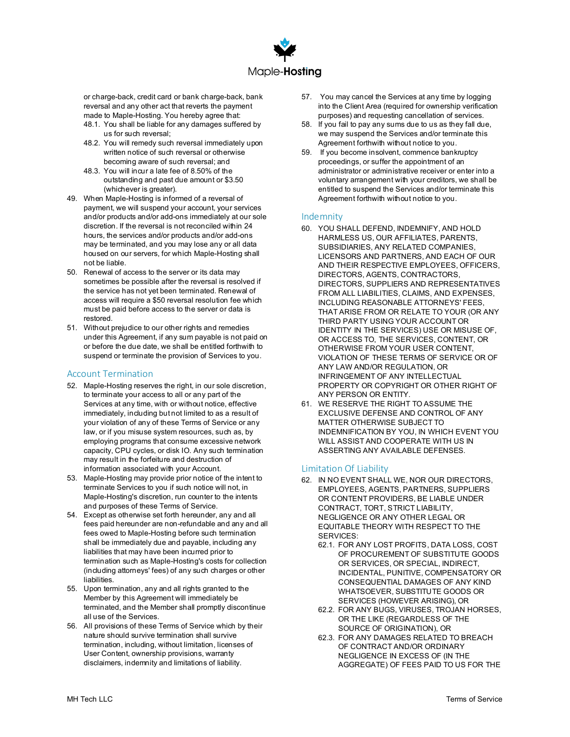or charge-back, credit card or bank charge-back, bank reversal and any other act that reverts the payment made to Maple-Hosting. You hereby agree that:

48.1. You shall be liable for any damages suffered by us for such reversal;

48.2. You will remedy such reversal immediately upon written notice of such reversal or otherwise becoming aware of such reversal; and

48.3. You will incur a late fee of 8.50% of the outstanding and past due amount or $3.50 (whichever is greater).

49. When Maple-Hosting is informed of a reversal of payment, we will suspend your account, your services and/or products and/or add-ons immediately at our sole discretion. If the reversal is not reconciled within 24 hours, the services and/or products and/or add-ons may be terminated, and you may lose any or all data housed on our servers, for which Maple-Hosting shall not be liable.

50. Renewal of access to the server or its data may sometimes be possible after the reversal is resolved if the service has not yet been terminated. Renewal of access will require a $50 reversal resolution fee which must be paid before access to the server or data is restored.

51. Without prejudice to our other rights and remedies under this Agreement, if any sum payable is not paid on or before the due date, we shall be entitled forthwith to suspend or terminate the provision of Services to you.

## Account Termination

52. Maple-Hosting reserves the right, in our sole discretion, to terminate your access to all or any part of the Services at any time, with or without notice, effective immediately, including but not limited to as a result of your violation of any of these Terms of Service or any law, or if you misuse system resources, such as, by employing programs that consume excessive network capacity, CPU cycles, or disk IO. Any such termination may result in the forfeiture and destruction of information associated with your Account.

53. Maple-Hosting may provide prior notice of the intent to terminate Services to you if such notice will not, in Maple-Hosting's discretion, run counter to the intents and purposes of these Terms of Service.

54. Except as otherwise set forth hereunder, any and all fees paid hereunder are non-refundable and any and all fees owed to Maple-Hosting before such termination shall be immediately due and payable, including any liabilities that may have been incurred prior to termination such as Maple-Hosting's costs for collection (including attorneys' fees) of any such charges or other liabilities.

55. Upon termination, any and all rights granted to the Member by this Agreement will immediately be terminated, and the Member shall promptly discontinue all use of the Services.

56. All provisions of these Terms of Service which by their nature should survive termination shall survive termination, including, without limitation, licenses of User Content, ownership provisions, warranty disclaimers, indemnity and limitations of liability.

57. You may cancel the Services at any time by logging into the Client Area (required for ownership verification purposes) and requesting cancellation of services.

58. If you fail to pay any sums due to us as they fall due, we may suspend the Services and/or terminate this Agreement forthwith without notice to you.

59. If you become insolvent, commence bankruptcy proceedings, or suffer the appointment of an administrator or administrative receiver or enter into a voluntary arrangement with your creditors, we shall be entitled to suspend the Services and/or terminate this Agreement forthwith without notice to you.

## Indemnity

60. YOU SHALL DEFEND, INDEMNIFY, AND HOLD HARMLESS US, OUR AFFILIATES, PARENTS, SUBSIDIARIES, ANY RELATED COMPANIES, LICENSORS AND PARTNERS, AND EACH OF OUR AND THEIR RESPECTIVE EMPLOYEES, OFFICERS, DIRECTORS, AGENTS, CONTRACTORS, DIRECTORS, SUPPLIERS AND REPRESENTATIVES FROM ALL LIABILITIES, CLAIMS, AND EXPENSES, INCLUDING REASONABLE ATTORNEYS' FEES, THAT ARISE FROM OR RELATE TO YOUR (OR ANY THIRD PARTY USING YOUR ACCOUNT OR IDENTITY IN THE SERVICES) USE OR MISUSE OF, OR ACCESS TO, THE SERVICES, CONTENT, OR OTHERWISE FROM YOUR USER CONTENT, VIOLATION OF THESE TERMS OF SERVICE OR OF ANY LAW AND/OR REGULATION, OR INFRINGEMENT OF ANY INTELLECTUAL PROPERTY OR COPYRIGHT OR OTHER RIGHT OF ANY PERSON OR ENTITY.

61. WE RESERVE THE RIGHT TO ASSUME THE EXCLUSIVE DEFENSE AND CONTROL OF ANY MATTER OTHERWISE SUBJECT TO INDEMNIFICATION BY YOU, IN WHICH EVENT YOU WILL ASSIST AND COOPERATE WITH US IN ASSERTING ANY AVAILABLE DEFENSES.

## Limitation Of Liability

62. IN NO EVENT SHALL WE, NOR OUR DIRECTORS, EMPLOYEES, AGENTS, PARTNERS, SUPPLIERS OR CONTENT PROVIDERS, BE LIABLE UNDER CONTRACT, TORT, STRICT LIABILITY, NEGLIGENCE OR ANY OTHER LEGAL OR EQUITABLE THEORY WITH RESPECT TO THE SERVICES:

62.1. FOR ANY LOST PROFITS, DATA LOSS, COST OF PROCUREMENT OF SUBSTITUTE GOODS OR SERVICES, OR SPECIAL, INDIRECT, INCIDENTAL, PUNITIVE, COMPENSATORY OR CONSEQUENTIAL DAMAGES OF ANY KIND WHATSOEVER, SUBSTITUTE GOODS OR SERVICES (HOWEVER ARISING), OR

62.2. FOR ANY BUGS, VIRUSES, TROJAN HORSES, OR THE LIKE (REGARDLESS OF THE SOURCE OF ORIGINATION), OR

62.3. FOR ANY DAMAGES RELATED TO BREACH OF CONTRACT AND/OR ORDINARY NEGLIGENCE IN EXCESS OF (IN THE AGGREGATE) OF FEES PAID TO US FOR THE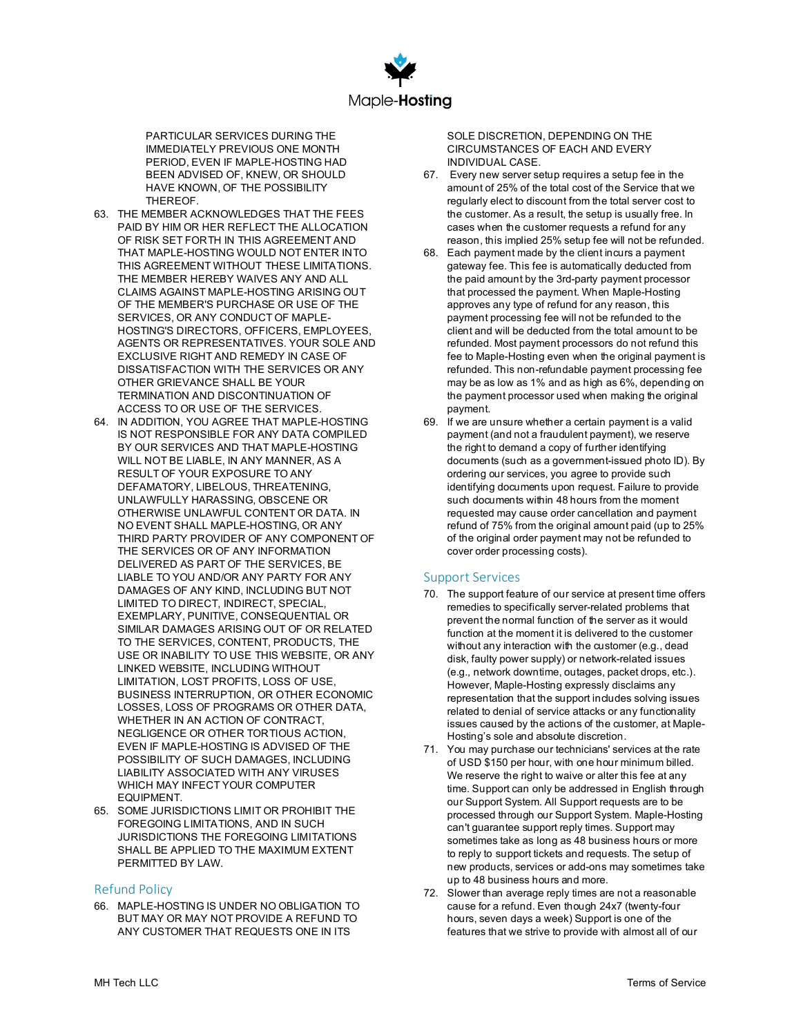PARTICULAR SERVICES DURING THE IMMEDIATELY PREVIOUS ONE MONTH PERIOD, EVEN IF MAPLE-HOSTING HAD BEEN ADVISED OF, KNEW, OR SHOULD HAVE KNOWN, OF THE POSSIBILITY THEREOF.

63. THE MEMBER ACKNOWLEDGES THAT THE FEES PAID BY HIM OR HER REFLECT THE ALLOCATION OF RISK SET FORTH IN THIS AGREEMENT AND THAT MAPLE-HOSTING WOULD NOT ENTER INTO THIS AGREEMENT WITHOUT THESE LIMITATIONS. THE MEMBER HEREBY WAIVES ANY AND ALL CLAIMS AGAINST MAPLE-HOSTING ARISING OUT OF THE MEMBER'S PURCHASE OR USE OF THE SERVICES, OR ANY CONDUCT OF MAPLE-HOSTING'S DIRECTORS, OFFICERS, EMPLOYEES, AGENTS OR REPRESENTATIVES. YOUR SOLE AND EXCLUSIVE RIGHT AND REMEDY IN CASE OF DISSATISFACTION WITH THE SERVICES OR ANY OTHER GRIEVANCE SHALL BE YOUR TERMINATION AND DISCONTINUATION OF ACCESS TO OR USE OF THE SERVICES.
64. IN ADDITION, YOU AGREE THAT MAPLE-HOSTING IS NOT RESPONSIBLE FOR ANY DATA COMPILED BY OUR SERVICES AND THAT MAPLE-HOSTING WILL NOT BE LIABLE, IN ANY MANNER, AS A RESULT OF YOUR EXPOSURE TO ANY DEFAMATORY, LIBELOUS, THREATENING, UNLAWFULLY HARASSING, OBSCENE OR OTHERWISE UNLAWFUL CONTENT OR DATA. IN NO EVENT SHALL MAPLE-HOSTING, OR ANY THIRD PARTY PROVIDER OF ANY COMPONENT OF THE SERVICES OR OF ANY INFORMATION DELIVERED AS PART OF THE SERVICES, BE LIABLE TO YOU AND/OR ANY PARTY FOR ANY DAMAGES OF ANY KIND, INCLUDING BUT NOT LIMITED TO DIRECT, INDIRECT, SPECIAL, EXEMPLARY, PUNITIVE, CONSEQUENTIAL OR SIMILAR DAMAGES ARISING OUT OF OR RELATED TO THE SERVICES, CONTENT, PRODUCTS, THE USE OR INABILITY TO USE THIS WEBSITE, OR ANY LINKED WEBSITE, INCLUDING WITHOUT LIMITATION, LOST PROFITS, LOSS OF USE, BUSINESS INTERRUPTION, OR OTHER ECONOMIC LOSSES, LOSS OF PROGRAMS OR OTHER DATA, WHETHER IN AN ACTION OF CONTRACT, NEGLIGENCE OR OTHER TORTIOUS ACTION, EVEN IF MAPLE-HOSTING IS ADVISED OF THE POSSIBILITY OF SUCH DAMAGES, INCLUDING LIABILITY ASSOCIATED WITH ANY VIRUSES WHICH MAY INFECT YOUR COMPUTER EQUIPMENT.
65. SOME JURISDICTIONS LIMIT OR PROHIBIT THE FOREGOING LIMITATIONS, AND IN SUCH JURISDICTIONS THE FOREGOING LIMITATIONS SHALL BE APPLIED TO THE MAXIMUM EXTENT PERMITTED BY LAW.

## Refund Policy

66. MAPLE-HOSTING IS UNDER NO OBLIGATION TO BUT MAY OR MAY NOT PROVIDE A REFUND TO ANY CUSTOMER THAT REQUESTS ONE IN ITS SOLE DISCRETION, DEPENDING ON THE CIRCUMSTANCES OF EACH AND EVERY INDIVIDUAL CASE.
67. Every new server setup requires a setup fee in the amount of 25% of the total cost of the Service that we regularly elect to discount from the total server cost to the customer. As a result, the setup is usually free. In cases when the customer requests a refund for any reason, this implied 25% setup fee will not be refunded.
68. Each payment made by the client incurs a payment gateway fee. This fee is automatically deducted from the paid amount by the 3rd-party payment processor that processed the payment. When Maple-Hosting approves any type of refund for any reason, this payment processing fee will not be refunded to the client and will be deducted from the total amount to be refunded. Most payment processors do not refund this fee to Maple-Hosting even when the original payment is refunded. This non-refundable payment processing fee may be as low as 1% and as high as 6%, depending on the payment processor used when making the original payment.
69. If we are unsure whether a certain payment is a valid payment (and not a fraudulent payment), we reserve the right to demand a copy of further identifying documents (such as a government-issued photo ID). By ordering our services, you agree to provide such identifying documents upon request. Failure to provide such documents within 48 hours from the moment requested may cause order cancellation and payment refund of 75% from the original amount paid (up to 25% of the original order payment may not be refunded to cover order processing costs).

## Support Services

70. The support feature of our service at present time offers remedies to specifically server-related problems that prevent the normal function of the server as it would function at the moment it is delivered to the customer without any interaction with the customer (e.g., dead disk, faulty power supply) or network-related issues (e.g., network downtime, outages, packet drops, etc.). However, Maple-Hosting expressly disclaims any representation that the support includes solving issues related to denial of service attacks or any functionality issues caused by the actions of the customer, at Maple-Hosting's sole and absolute discretion.
71. You may purchase our technicians' services at the rate of USD $150 per hour, with one hour minimum billed. We reserve the right to waive or alter this fee at any time. Support can only be addressed in English through our Support System. All Support requests are to be processed through our Support System. Maple-Hosting can't guarantee support reply times. Support may sometimes take as long as 48 business hours or more to reply to support tickets and requests. The setup of new products, services or add-ons may sometimes take up to 48 business hours and more.
72. Slower than average reply times are not a reasonable cause for a refund. Even though 24x7 (twenty-four hours, seven days a week) Support is one of the features that we strive to provide with almost all of our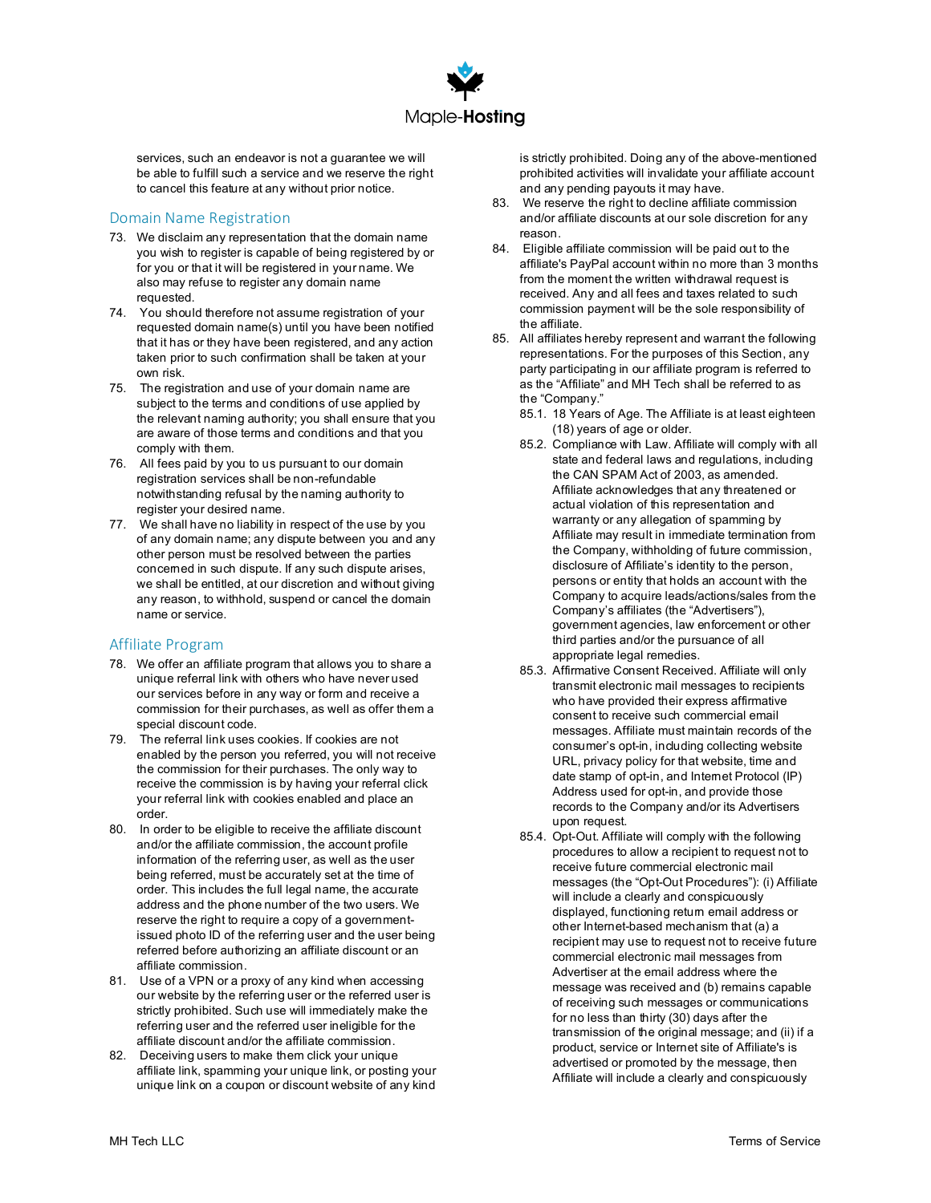services, such an endeavor is not a guarantee we will be able to fulfill such a service and we reserve the right to cancel this feature at any without prior notice.

## Domain Name Registration

73. We disclaim any representation that the domain name you wish to register is capable of being registered by or for you or that it will be registered in your name. We also may refuse to register any domain name requested.
74. You should therefore not assume registration of your requested domain name(s) until you have been notified that it has or they have been registered, and any action taken prior to such confirmation shall be taken at your own risk.
75. The registration and use of your domain name are subject to the terms and conditions of use applied by the relevant naming authority; you shall ensure that you are aware of those terms and conditions and that you comply with them.
76. All fees paid by you to us pursuant to our domain registration services shall be non-refundable notwithstanding refusal by the naming authority to register your desired name.
77. We shall have no liability in respect of the use by you of any domain name; any dispute between you and any other person must be resolved between the parties concerned in such dispute. If any such dispute arises, we shall be entitled, at our discretion and without giving any reason, to withhold, suspend or cancel the domain name or service.

## Affiliate Program

78. We offer an affiliate program that allows you to share a unique referral link with others who have never used our services before in any way or form and receive a commission for their purchases, as well as offer them a special discount code.
79. The referral link uses cookies. If cookies are not enabled by the person you referred, you will not receive the commission for their purchases. The only way to receive the commission is by having your referral click your referral link with cookies enabled and place an order.
80. In order to be eligible to receive the affiliate discount and/or the affiliate commission, the account profile information of the referring user, as well as the user being referred, must be accurately set at the time of order. This includes the full legal name, the accurate address and the phone number of the two users. We reserve the right to require a copy of a government-issued photo ID of the referring user and the user being referred before authorizing an affiliate discount or an affiliate commission.
81. Use of a VPN or a proxy of any kind when accessing our website by the referring user or the referred user is strictly prohibited. Such use will immediately make the referring user and the referred user ineligible for the affiliate discount and/or the affiliate commission.
82. Deceiving users to make them click your unique affiliate link, spamming your unique link, or posting your unique link on a coupon or discount website of any kind is strictly prohibited. Doing any of the above-mentioned prohibited activities will invalidate your affiliate account and any pending payouts it may have.
83. We reserve the right to decline affiliate commission and/or affiliate discounts at our sole discretion for any reason.
84. Eligible affiliate commission will be paid out to the affiliate's PayPal account within no more than 3 months from the moment the written withdrawal request is received. Any and all fees and taxes related to such commission payment will be the sole responsibility of the affiliate.
85. All affiliates hereby represent and warrant the following representations. For the purposes of this Section, any party participating in our affiliate program is referred to as the "Affiliate" and MH Tech shall be referred to as the "Company."
    85.1. 18 Years of Age. The Affiliate is at least eighteen (18) years of age or older.
    85.2. Compliance with Law. Affiliate will comply with all state and federal laws and regulations, including the CAN SPAM Act of 2003, as amended. Affiliate acknowledges that any threatened or actual violation of this representation and warranty or any allegation of spamming by Affiliate may result in immediate termination from the Company, withholding of future commission, disclosure of Affiliate's identity to the person, persons or entity that holds an account with the Company to acquire leads/actions/sales from the Company's affiliates (the "Advertisers"), government agencies, law enforcement or other third parties and/or the pursuance of all appropriate legal remedies.
    85.3. Affirmative Consent Received. Affiliate will only transmit electronic mail messages to recipients who have provided their express affirmative consent to receive such commercial email messages. Affiliate must maintain records of the consumer's opt-in, including collecting website URL, privacy policy for that website, time and date stamp of opt-in, and Internet Protocol (IP) Address used for opt-in, and provide those records to the Company and/or its Advertisers upon request.
    85.4. Opt-Out. Affiliate will comply with the following procedures to allow a recipient to request not to receive future commercial electronic mail messages (the "Opt-Out Procedures"): (i) Affiliate will include a clearly and conspicuously displayed, functioning return email address or other Internet-based mechanism that (a) a recipient may use to request not to receive future commercial electronic mail messages from Advertiser at the email address where the message was received and (b) remains capable of receiving such messages or communications for no less than thirty (30) days after the transmission of the original message; and (ii) if a product, service or Internet site of Affiliate's is advertised or promoted by the message, then Affiliate will include a clearly and conspicuously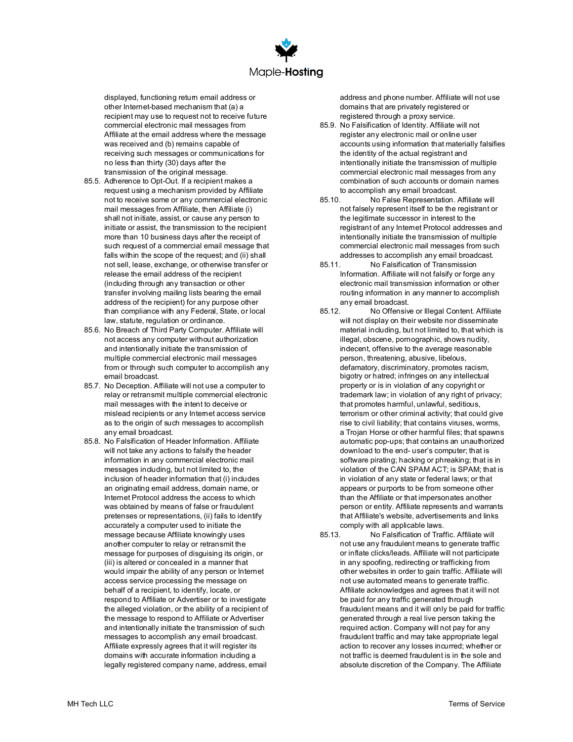displayed, functioning return email address or other Internet-based mechanism that (a) a recipient may use to request not to receive future commercial electronic mail messages from Affiliate at the email address where the message was received and (b) remains capable of receiving such messages or communications for no less than thirty (30) days after the transmission of the original message.

85.5. Adherence to Opt-Out. If a recipient makes a request using a mechanism provided by Affiliate not to receive some or any commercial electronic mail messages from Affiliate, then Affiliate (i) shall not initiate, assist, or cause any person to initiate or assist, the transmission to the recipient more than 10 business days after the receipt of such request of a commercial email message that falls within the scope of the request; and (ii) shall not sell, lease, exchange, or otherwise transfer or release the email address of the recipient (including through any transaction or other transfer involving mailing lists bearing the email address of the recipient) for any purpose other than compliance with any Federal, State, or local law, statute, regulation or ordinance.

85.6. No Breach of Third Party Computer. Affiliate will not access any computer without authorization and intentionally initiate the transmission of multiple commercial electronic mail messages from or through such computer to accomplish any email broadcast.

85.7. No Deception. Affiliate will not use a computer to relay or retransmit multiple commercial electronic mail messages with the intent to deceive or mislead recipients or any Internet access service as to the origin of such messages to accomplish any email broadcast.

85.8. No Falsification of Header Information. Affiliate will not take any actions to falsify the header information in any commercial electronic mail messages including, but not limited to, the inclusion of header information that (i) includes an originating email address, domain name, or Internet Protocol address the access to which was obtained by means of false or fraudulent pretenses or representations, (ii) fails to identify accurately a computer used to initiate the message because Affiliate knowingly uses another computer to relay or retransmit the message for purposes of disguising its origin, or (iii) is altered or concealed in a manner that would impair the ability of any person or Internet access service processing the message on behalf of a recipient, to identify, locate, or respond to Affiliate or Advertiser or to investigate the alleged violation, or the ability of a recipient of the message to respond to Affiliate or Advertiser and intentionally initiate the transmission of such messages to accomplish any email broadcast. Affiliate expressly agrees that it will register its domains with accurate information including a legally registered company name, address, email address and phone number. Affiliate will not use domains that are privately registered or registered through a proxy service.

85.9. No Falsification of Identity. Affiliate will not register any electronic mail or online user accounts using information that materially falsifies the identity of the actual registrant and intentionally initiate the transmission of multiple commercial electronic mail messages from any combination of such accounts or domain names to accomplish any email broadcast.

85.10. No False Representation. Affiliate will not falsely represent itself to be the registrant or the legitimate successor in interest to the registrant of any Internet Protocol addresses and intentionally initiate the transmission of multiple commercial electronic mail messages from such addresses to accomplish any email broadcast.

85.11. No Falsification of Transmission Information. Affiliate will not falsify or forge any electronic mail transmission information or other routing information in any manner to accomplish any email broadcast.

85.12. No Offensive or Illegal Content. Affiliate will not display on their website nor disseminate material including, but not limited to, that which is illegal, obscene, pornographic, shows nudity, indecent, offensive to the average reasonable person, threatening, abusive, libelous, defamatory, discriminatory, promotes racism, bigotry or hatred; infringes on any intellectual property or is in violation of any copyright or trademark law; in violation of any right of privacy; that promotes harmful, unlawful, seditious, terrorism or other criminal activity; that could give rise to civil liability; that contains viruses, worms, a Trojan Horse or other harmful files; that spawns automatic pop-ups; that contains an unauthorized download to the end- user's computer; that is software pirating; hacking or phreaking; that is in violation of the CAN SPAM ACT; is SPAM; that is in violation of any state or federal laws; or that appears or purports to be from someone other than the Affiliate or that impersonates another person or entity. Affiliate represents and warrants that Affiliate's website, advertisements and links comply with all applicable laws.

85.13. No Falsification of Traffic. Affiliate will not use any fraudulent means to generate traffic or inflate clicks/leads. Affiliate will not participate in any spoofing, redirecting or trafficking from other websites in order to gain traffic. Affiliate will not use automated means to generate traffic. Affiliate acknowledges and agrees that it will not be paid for any traffic generated through fraudulent means and it will only be paid for traffic generated through a real live person taking the required action. Company will not pay for any fraudulent traffic and may take appropriate legal action to recover any losses incurred; whether or not traffic is deemed fraudulent is in the sole and absolute discretion of the Company. The Affiliate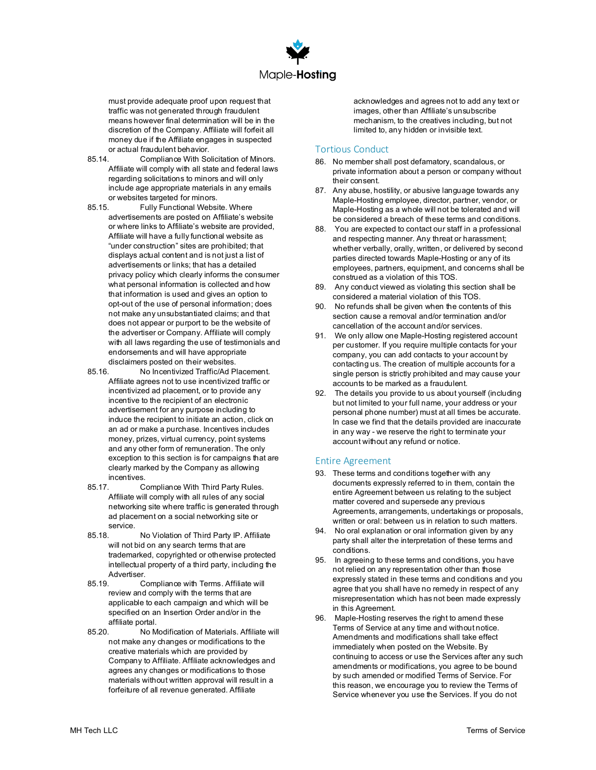must provide adequate proof upon request that traffic was not generated through fraudulent means however final determination will be in the discretion of the Company. Affiliate will forfeit all money due if the Affiliate engages in suspected or actual fraudulent behavior.

85.14. Compliance With Solicitation of Minors. Affiliate will comply with all state and federal laws regarding solicitations to minors and will only include age appropriate materials in any emails or websites targeted for minors.

85.15. Fully Functional Website. Where advertisements are posted on Affiliate's website or where links to Affiliate's website are provided, Affiliate will have a fully functional website as "under construction" sites are prohibited; that displays actual content and is not just a list of advertisements or links; that has a detailed privacy policy which clearly informs the consumer what personal information is collected and how that information is used and gives an option to opt-out of the use of personal information; does not make any unsubstantiated claims; and that does not appear or purport to be the website of the advertiser or Company. Affiliate will comply with all laws regarding the use of testimonials and endorsements and will have appropriate disclaimers posted on their websites.

85.16. No Incentivized Traffic/Ad Placement. Affiliate agrees not to use incentivized traffic or incentivized ad placement, or to provide any incentive to the recipient of an electronic advertisement for any purpose including to induce the recipient to initiate an action, click on an ad or make a purchase. Incentives includes money, prizes, virtual currency, point systems and any other form of remuneration. The only exception to this section is for campaigns that are clearly marked by the Company as allowing incentives.

85.17. Compliance With Third Party Rules. Affiliate will comply with all rules of any social networking site where traffic is generated through ad placement on a social networking site or service.

85.18. No Violation of Third Party IP. Affiliate will not bid on any search terms that are trademarked, copyrighted or otherwise protected intellectual property of a third party, including the Advertiser.

85.19. Compliance with Terms. Affiliate will review and comply with the terms that are applicable to each campaign and which will be specified on an Insertion Order and/or in the affiliate portal.

85.20. No Modification of Materials. Affiliate will not make any changes or modifications to the creative materials which are provided by Company to Affiliate. Affiliate acknowledges and agrees any changes or modifications to those materials without written approval will result in a forfeiture of all revenue generated. Affiliate acknowledges and agrees not to add any text or images, other than Affiliate's unsubscribe mechanism, to the creatives including, but not limited to, any hidden or invisible text.

## Tortious Conduct

86. No member shall post defamatory, scandalous, or private information about a person or company without their consent.
87. Any abuse, hostility, or abusive language towards any Maple-Hosting employee, director, partner, vendor, or Maple-Hosting as a whole will not be tolerated and will be considered a breach of these terms and conditions.
88. You are expected to contact our staff in a professional and respecting manner. Any threat or harassment; whether verbally, orally, written, or delivered by second parties directed towards Maple-Hosting or any of its employees, partners, equipment, and concerns shall be construed as a violation of this TOS.
89. Any conduct viewed as violating this section shall be considered a material violation of this TOS.
90. No refunds shall be given when the contents of this section cause a removal and/or termination and/or cancellation of the account and/or services.
91. We only allow one Maple-Hosting registered account per customer. If you require multiple contacts for your company, you can add contacts to your account by contacting us. The creation of multiple accounts for a single person is strictly prohibited and may cause your accounts to be marked as a fraudulent.
92. The details you provide to us about yourself (including but not limited to your full name, your address or your personal phone number) must at all times be accurate. In case we find that the details provided are inaccurate in any way - we reserve the right to terminate your account without any refund or notice.

## Entire Agreement

93. These terms and conditions together with any documents expressly referred to in them, contain the entire Agreement between us relating to the subject matter covered and supersede any previous Agreements, arrangements, undertakings or proposals, written or oral: between us in relation to such matters.
94. No oral explanation or oral information given by any party shall alter the interpretation of these terms and conditions.
95. In agreeing to these terms and conditions, you have not relied on any representation other than those expressly stated in these terms and conditions and you agree that you shall have no remedy in respect of any misrepresentation which has not been made expressly in this Agreement.
96. Maple-Hosting reserves the right to amend these Terms of Service at any time and without notice. Amendments and modifications shall take effect immediately when posted on the Website. By continuing to access or use the Services after any such amendments or modifications, you agree to be bound by such amended or modified Terms of Service. For this reason, we encourage you to review the Terms of Service whenever you use the Services. If you do not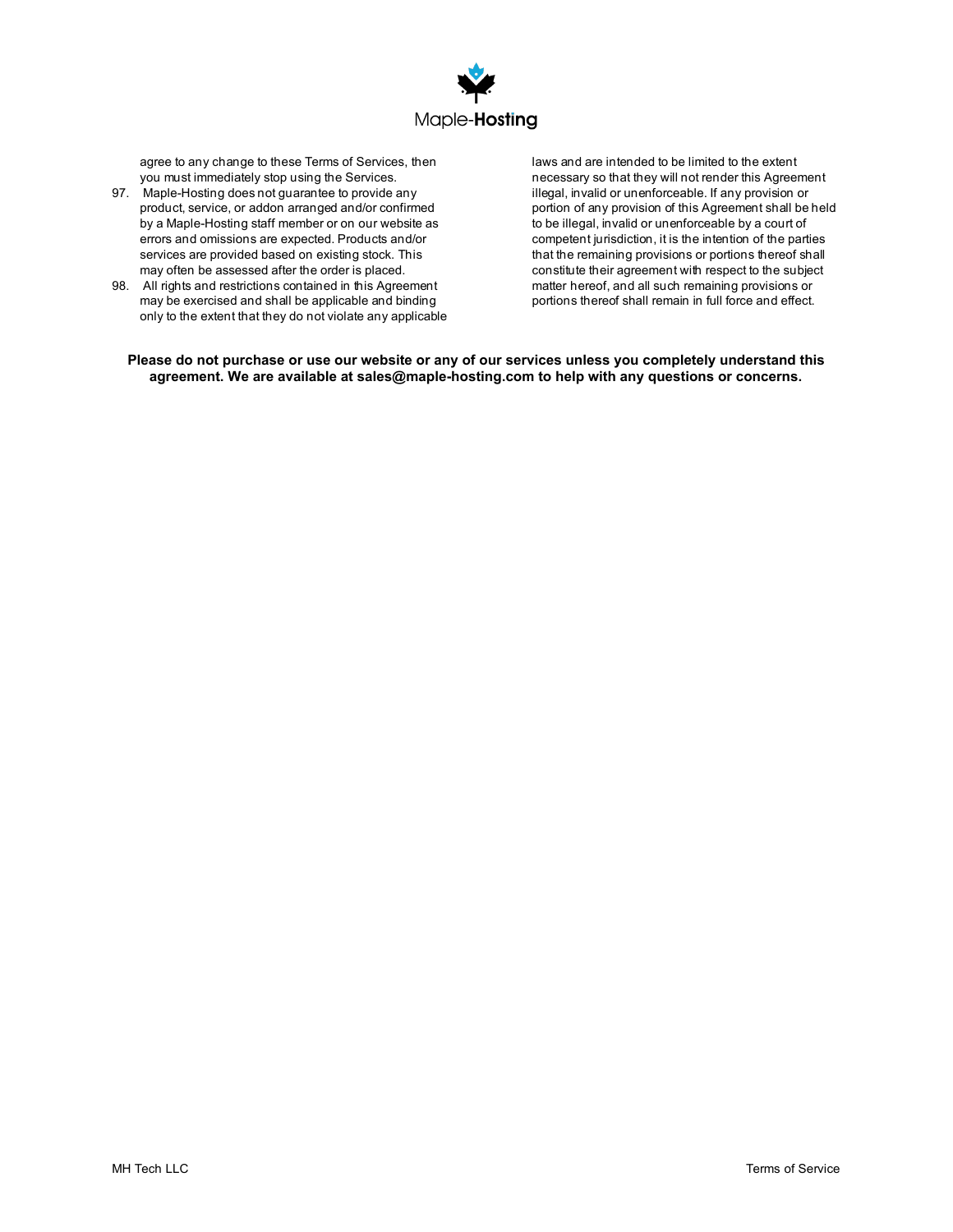agree to any change to these Terms of Services, then you must immediately stop using the Services.

97. Maple-Hosting does not guarantee to provide any product, service, or addon arranged and/or confirmed by a Maple-Hosting staff member or on our website as errors and omissions are expected. Products and/or services are provided based on existing stock. This may often be assessed after the order is placed.
98. All rights and restrictions contained in this Agreement may be exercised and shall be applicable and binding only to the extent that they do not violate any applicable laws and are intended to be limited to the extent necessary so that they will not render this Agreement illegal, invalid or unenforceable. If any provision or portion of any provision of this Agreement shall be held to be illegal, invalid or unenforceable by a court of competent jurisdiction, it is the intention of the parties that the remaining provisions or portions thereof shall constitute their agreement with respect to the subject matter hereof, and all such remaining provisions or portions thereof shall remain in full force and effect.

**Please do not purchase or use our website or any of our services unless you completely understand this agreement. We are available at sales@maple-hosting.com to help with any questions or concerns.**